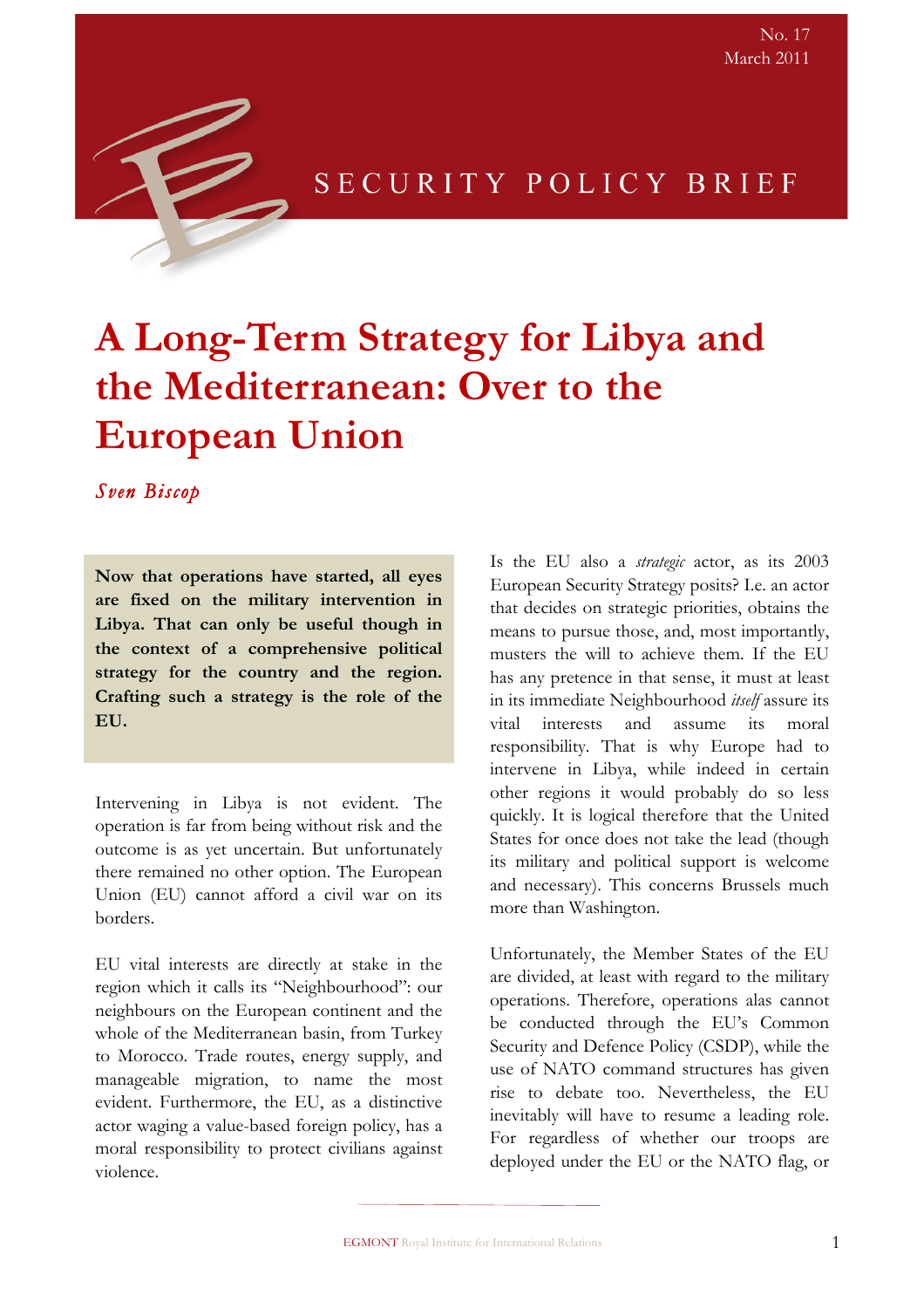No. 17
March 2011

SECURITY POLICY BRIEF

# A Long-Term Strategy for Libya and the Mediterranean: Over to the European Union

*Sven Biscop*

**Now that operations have started, all eyes are fixed on the military intervention in Libya. That can only be useful though in the context of a comprehensive political strategy for the country and the region. Crafting such a strategy is the role of the EU.**

Intervening in Libya is not evident. The operation is far from being without risk and the outcome is as yet uncertain. But unfortunately there remained no other option. The European Union (EU) cannot afford a civil war on its borders.

EU vital interests are directly at stake in the region which it calls its "Neighbourhood": our neighbours on the European continent and the whole of the Mediterranean basin, from Turkey to Morocco. Trade routes, energy supply, and manageable migration, to name the most evident. Furthermore, the EU, as a distinctive actor waging a value-based foreign policy, has a moral responsibility to protect civilians against violence.

Is the EU also a *strategic* actor, as its 2003 European Security Strategy posits? I.e. an actor that decides on strategic priorities, obtains the means to pursue those, and, most importantly, musters the will to achieve them. If the EU has any pretence in that sense, it must at least in its immediate Neighbourhood *itself* assure its vital interests and assume its moral responsibility. That is why Europe had to intervene in Libya, while indeed in certain other regions it would probably do so less quickly. It is logical therefore that the United States for once does not take the lead (though its military and political support is welcome and necessary). This concerns Brussels much more than Washington.

Unfortunately, the Member States of the EU are divided, at least with regard to the military operations. Therefore, operations alas cannot be conducted through the EU's Common Security and Defence Policy (CSDP), while the use of NATO command structures has given rise to debate too. Nevertheless, the EU inevitably will have to resume a leading role. For regardless of whether our troops are deployed under the EU or the NATO flag, or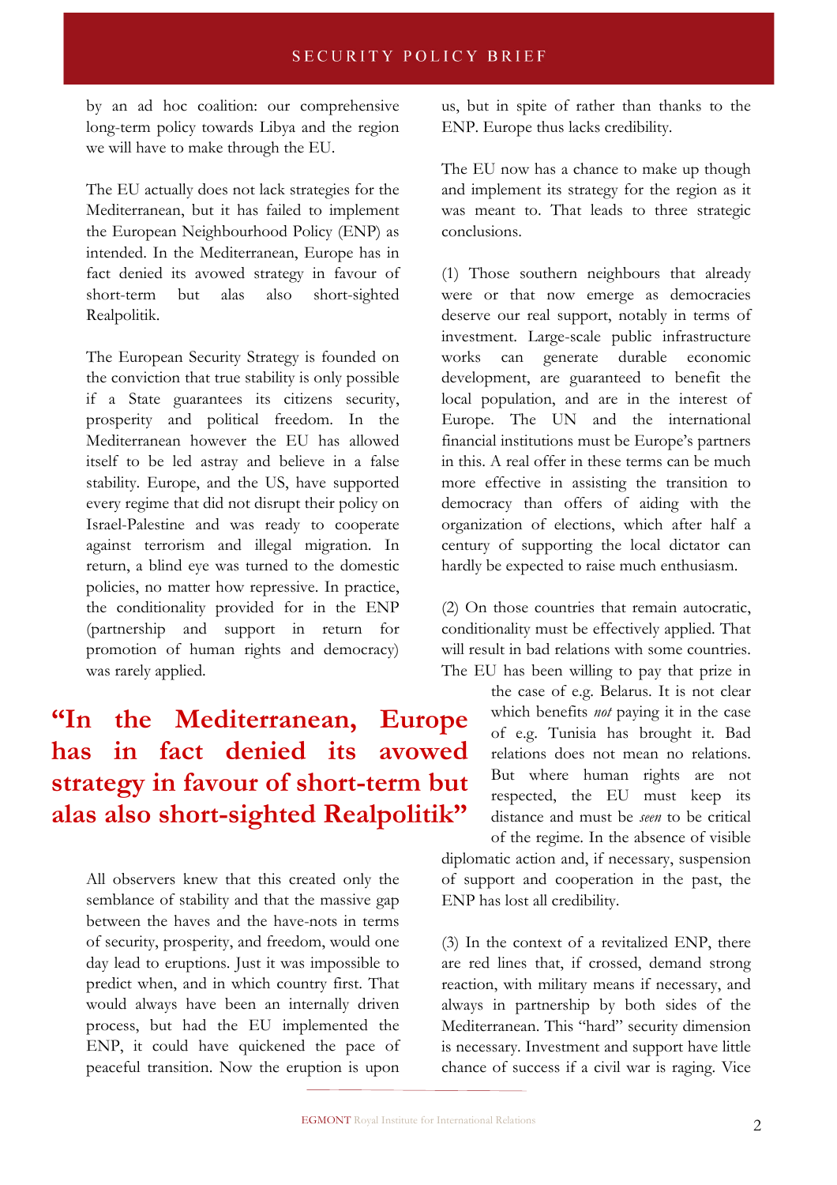by an ad hoc coalition: our comprehensive long-term policy towards Libya and the region we will have to make through the EU.

The EU actually does not lack strategies for the Mediterranean, but it has failed to implement the European Neighbourhood Policy (ENP) as intended. In the Mediterranean, Europe has in fact denied its avowed strategy in favour of short-term but alas also short-sighted Realpolitik.

The European Security Strategy is founded on the conviction that true stability is only possible if a State guarantees its citizens security, prosperity and political freedom. In the Mediterranean however the EU has allowed itself to be led astray and believe in a false stability. Europe, and the US, have supported every regime that did not disrupt their policy on Israel-Palestine and was ready to cooperate against terrorism and illegal migration. In return, a blind eye was turned to the domestic policies, no matter how repressive. In practice, the conditionality provided for in the ENP (partnership and support in return for promotion of human rights and democracy) was rarely applied.

> **"In the Mediterranean, Europe has in fact denied its avowed strategy in favour of short-term but alas also short-sighted Realpolitik"**

All observers knew that this created only the semblance of stability and that the massive gap between the haves and the have-nots in terms of security, prosperity, and freedom, would one day lead to eruptions. Just it was impossible to predict when, and in which country first. That would always have been an internally driven process, but had the EU implemented the ENP, it could have quickened the pace of peaceful transition. Now the eruption is upon us, but in spite of rather than thanks to the ENP. Europe thus lacks credibility.

The EU now has a chance to make up though and implement its strategy for the region as it was meant to. That leads to three strategic conclusions.

(1) Those southern neighbours that already were or that now emerge as democracies deserve our real support, notably in terms of investment. Large-scale public infrastructure works can generate durable economic development, are guaranteed to benefit the local population, and are in the interest of Europe. The UN and the international financial institutions must be Europe's partners in this. A real offer in these terms can be much more effective in assisting the transition to democracy than offers of aiding with the organization of elections, which after half a century of supporting the local dictator can hardly be expected to raise much enthusiasm.

(2) On those countries that remain autocratic, conditionality must be effectively applied. That will result in bad relations with some countries. The EU has been willing to pay that prize in the case of e.g. Belarus. It is not clear which benefits *not* paying it in the case of e.g. Tunisia has brought it. Bad relations does not mean no relations. But where human rights are not respected, the EU must keep its distance and must be *seen* to be critical of the regime. In the absence of visible diplomatic action and, if necessary, suspension of support and cooperation in the past, the ENP has lost all credibility.

(3) In the context of a revitalized ENP, there are red lines that, if crossed, demand strong reaction, with military means if necessary, and always in partnership by both sides of the Mediterranean. This "hard" security dimension is necessary. Investment and support have little chance of success if a civil war is raging. Vice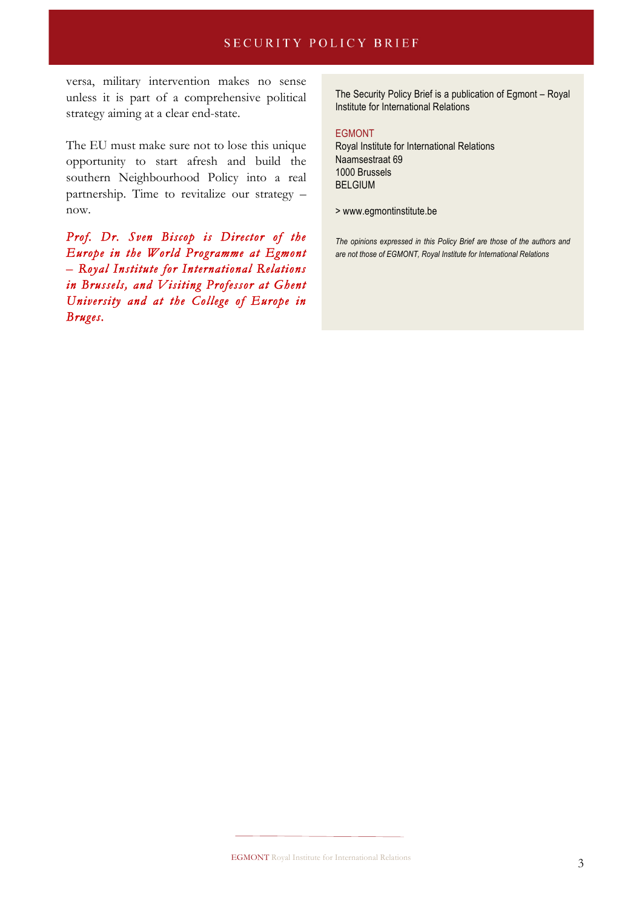versa, military intervention makes no sense unless it is part of a comprehensive political strategy aiming at a clear end-state.

The EU must make sure not to lose this unique opportunity to start afresh and build the southern Neighbourhood Policy into a real partnership. Time to revitalize our strategy – now.

*Prof. Dr. Sven Biscop is Director of the Europe in the World Programme at Egmont – Royal Institute for International Relations in Brussels, and Visiting Professor at Ghent University and at the College of Europe in Bruges.*

The Security Policy Brief is a publication of Egmont – Royal Institute for International Relations

EGMONT
Royal Institute for International Relations
Naamsestraat 69
1000 Brussels
BELGIUM

> www.egmontinstitute.be

*The opinions expressed in this Policy Brief are those of the authors and are not those of EGMONT, Royal Institute for International Relations*